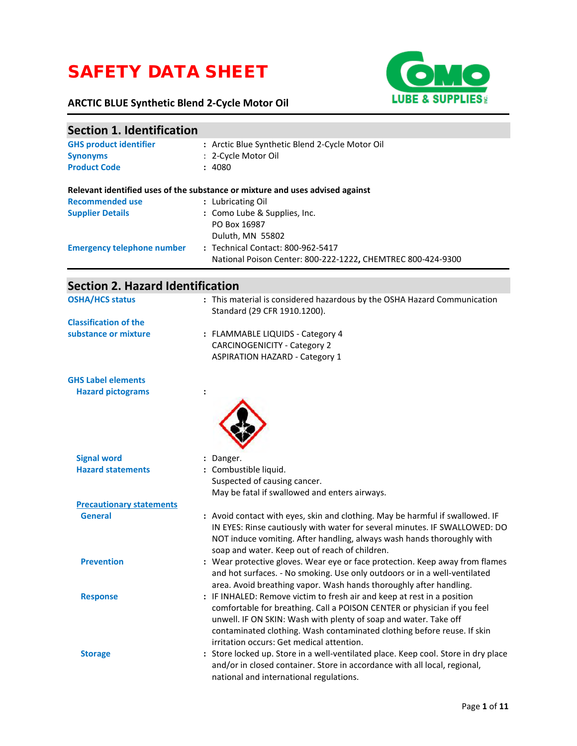# SAFETY DATA SHEET

**ARCTIC BLUE Synthetic Blend 2-Cycle Motor Oil**

## Section 1. Identification

| | |
|---|---|
| **GHS product identifier** | : Arctic Blue Synthetic Blend 2-Cycle Motor Oil |
| **Synonyms** | : 2-Cycle Motor Oil |
| **Product Code** | : 4080 |

**Relevant identified uses of the substance or mixture and uses advised against**

| | |
|---|---|
| **Recommended use** | : Lubricating Oil |
| **Supplier Details** | : Como Lube & Supplies, Inc.<br>PO Box 16987<br>Duluth, MN 55802 |
| **Emergency telephone number** | : Technical Contact: 800-962-5417<br>National Poison Center: 800-222-1222, CHEMTREC 800-424-9300 |

## Section 2. Hazard Identification

| | |
|---|---|
| **OSHA/HCS status** | : This material is considered hazardous by the OSHA Hazard Communication Standard (29 CFR 1910.1200). |
| **Classification of the substance or mixture** | : FLAMMABLE LIQUIDS - Category 4<br>CARCINOGENICITY - Category 2<br>ASPIRATION HAZARD - Category 1 |

**GHS Label elements**

**Hazard pictograms** :

**Signal word** : Danger.

**Hazard statements** : Combustible liquid.
Suspected of causing cancer.
May be fatal if swallowed and enters airways.

**Precautionary statements**

**General** : Avoid contact with eyes, skin and clothing. May be harmful if swallowed. IF IN EYES: Rinse cautiously with water for several minutes. IF SWALLOWED: DO NOT induce vomiting. After handling, always wash hands thoroughly with soap and water. Keep out of reach of children.

**Prevention** : Wear protective gloves. Wear eye or face protection. Keep away from flames and hot surfaces. - No smoking. Use only outdoors or in a well-ventilated area. Avoid breathing vapor. Wash hands thoroughly after handling.

**Response** : IF INHALED: Remove victim to fresh air and keep at rest in a position comfortable for breathing. Call a POISON CENTER or physician if you feel unwell. IF ON SKIN: Wash with plenty of soap and water. Take off contaminated clothing. Wash contaminated clothing before reuse. If skin irritation occurs: Get medical attention.

**Storage** : Store locked up. Store in a well-ventilated place. Keep cool. Store in dry place and/or in closed container. Store in accordance with all local, regional, national and international regulations.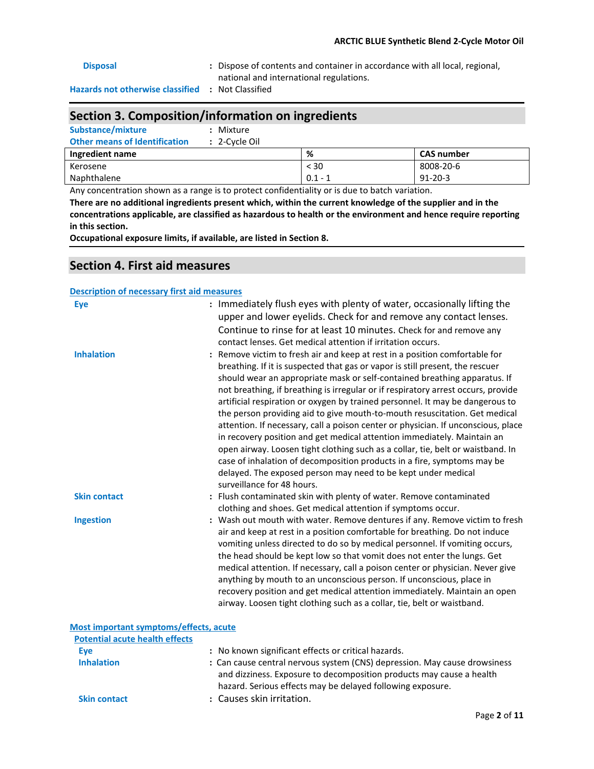**Disposal** : Dispose of contents and container in accordance with all local, regional, national and international regulations.

**Hazards not otherwise classified** : Not Classified

## Section 3. Composition/information on ingredients

**Substance/mixture** : Mixture

**Other means of Identification** : 2-Cycle Oil

| Ingredient name | % | CAS number |
|---|---|---|
| Kerosene | < 30 | 8008-20-6 |
| Naphthalene | 0.1 - 1 | 91-20-3 |

Any concentration shown as a range is to protect confidentiality or is due to batch variation.

**There are no additional ingredients present which, within the current knowledge of the supplier and in the concentrations applicable, are classified as hazardous to health or the environment and hence require reporting in this section.**

**Occupational exposure limits, if available, are listed in Section 8.**

## Section 4. First aid measures

### Description of necessary first aid measures

**Eye** : Immediately flush eyes with plenty of water, occasionally lifting the upper and lower eyelids. Check for and remove any contact lenses. Continue to rinse for at least 10 minutes. Check for and remove any contact lenses. Get medical attention if irritation occurs.

**Inhalation** : Remove victim to fresh air and keep at rest in a position comfortable for breathing. If it is suspected that gas or vapor is still present, the rescuer should wear an appropriate mask or self-contained breathing apparatus. If not breathing, if breathing is irregular or if respiratory arrest occurs, provide artificial respiration or oxygen by trained personnel. It may be dangerous to the person providing aid to give mouth-to-mouth resuscitation. Get medical attention. If necessary, call a poison center or physician. If unconscious, place in recovery position and get medical attention immediately. Maintain an open airway. Loosen tight clothing such as a collar, tie, belt or waistband. In case of inhalation of decomposition products in a fire, symptoms may be delayed. The exposed person may need to be kept under medical surveillance for 48 hours.

**Skin contact** : Flush contaminated skin with plenty of water. Remove contaminated clothing and shoes. Get medical attention if symptoms occur.

**Ingestion** : Wash out mouth with water. Remove dentures if any. Remove victim to fresh air and keep at rest in a position comfortable for breathing. Do not induce vomiting unless directed to do so by medical personnel. If vomiting occurs, the head should be kept low so that vomit does not enter the lungs. Get medical attention. If necessary, call a poison center or physician. Never give anything by mouth to an unconscious person. If unconscious, place in recovery position and get medical attention immediately. Maintain an open airway. Loosen tight clothing such as a collar, tie, belt or waistband.

### Most important symptoms/effects, acute

#### Potential acute health effects

**Eye** : No known significant effects or critical hazards.

**Inhalation** : Can cause central nervous system (CNS) depression. May cause drowsiness and dizziness. Exposure to decomposition products may cause a health hazard. Serious effects may be delayed following exposure.

**Skin contact** : Causes skin irritation.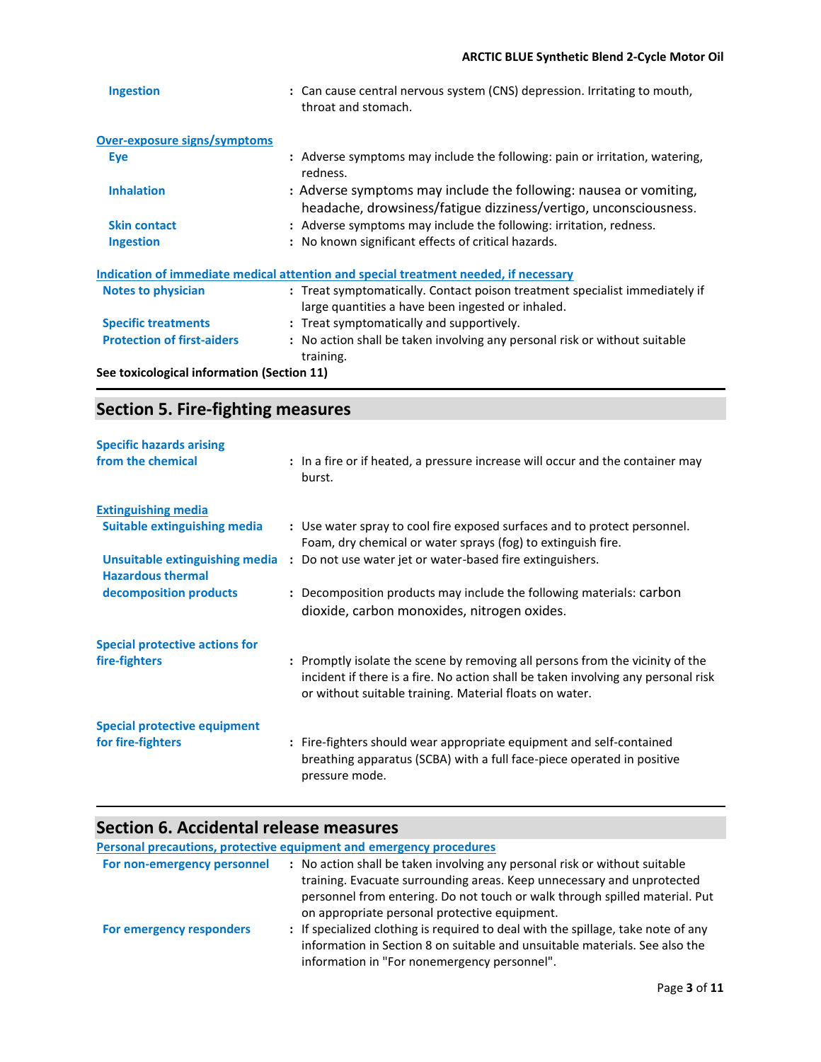**Ingestion** : Can cause central nervous system (CNS) depression. Irritating to mouth, throat and stomach.

**Over-exposure signs/symptoms**

**Eye** : Adverse symptoms may include the following: pain or irritation, watering, redness.

**Inhalation** : Adverse symptoms may include the following: nausea or vomiting, headache, drowsiness/fatigue dizziness/vertigo, unconsciousness.

**Skin contact** : Adverse symptoms may include the following: irritation, redness.

**Ingestion** : No known significant effects of critical hazards.

**Indication of immediate medical attention and special treatment needed, if necessary**

**Notes to physician** : Treat symptomatically. Contact poison treatment specialist immediately if large quantities a have been ingested or inhaled.

**Specific treatments** : Treat symptomatically and supportively.

**Protection of first-aiders** : No action shall be taken involving any personal risk or without suitable training.

**See toxicological information (Section 11)**

## Section 5. Fire-fighting measures

**Specific hazards arising from the chemical** : In a fire or if heated, a pressure increase will occur and the container may burst.

**Extinguishing media**

**Suitable extinguishing media** : Use water spray to cool fire exposed surfaces and to protect personnel. Foam, dry chemical or water sprays (fog) to extinguish fire.

**Unsuitable extinguishing media** : Do not use water jet or water-based fire extinguishers.

**Hazardous thermal decomposition products** : Decomposition products may include the following materials: carbon dioxide, carbon monoxides, nitrogen oxides.

**Special protective actions for fire-fighters** : Promptly isolate the scene by removing all persons from the vicinity of the incident if there is a fire. No action shall be taken involving any personal risk or without suitable training. Material floats on water.

**Special protective equipment for fire-fighters** : Fire-fighters should wear appropriate equipment and self-contained breathing apparatus (SCBA) with a full face-piece operated in positive pressure mode.

## Section 6. Accidental release measures

**Personal precautions, protective equipment and emergency procedures**

**For non-emergency personnel** : No action shall be taken involving any personal risk or without suitable training. Evacuate surrounding areas. Keep unnecessary and unprotected personnel from entering. Do not touch or walk through spilled material. Put on appropriate personal protective equipment.

**For emergency responders** : If specialized clothing is required to deal with the spillage, take note of any information in Section 8 on suitable and unsuitable materials. See also the information in "For nonemergency personnel".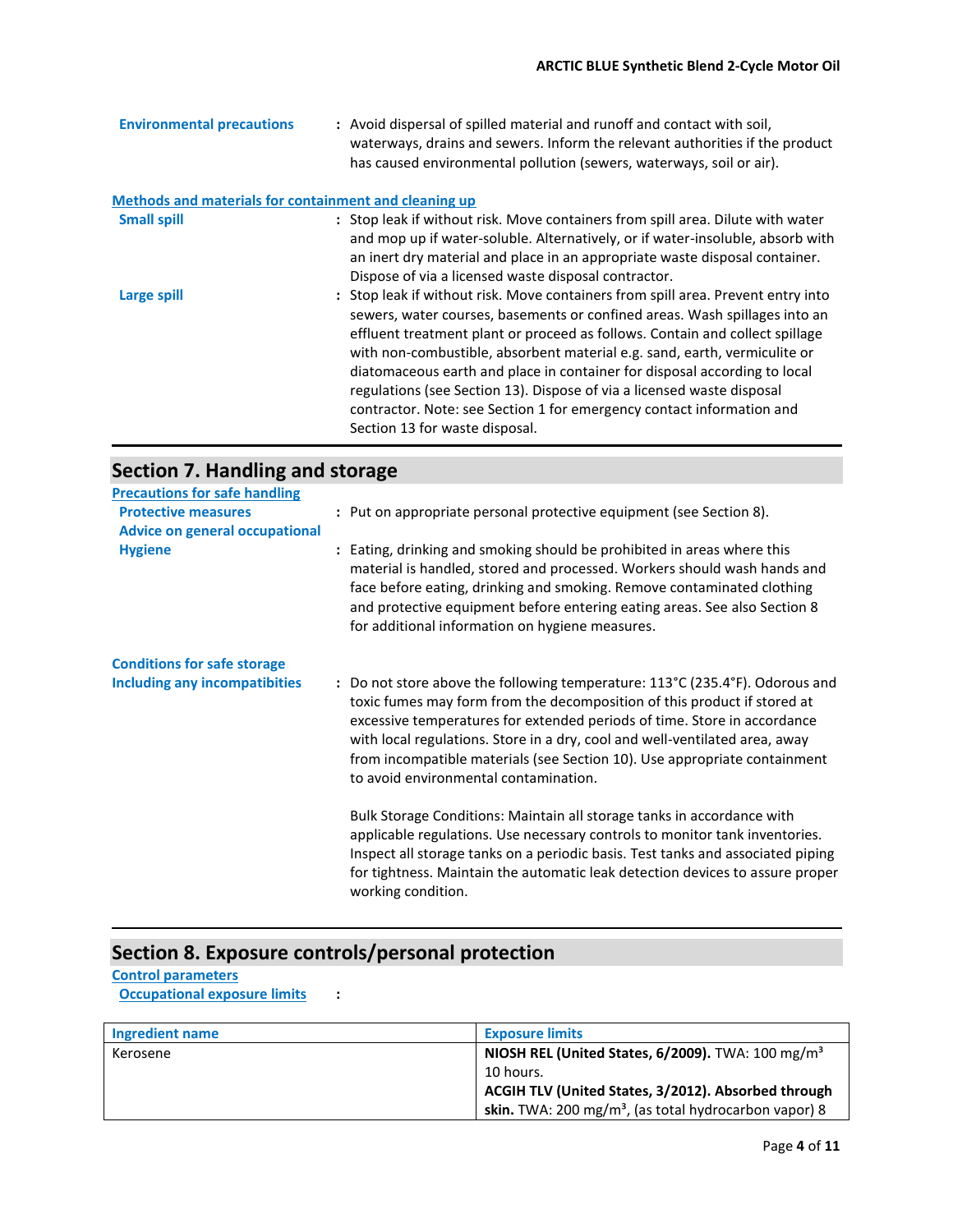**Environmental precautions** : Avoid dispersal of spilled material and runoff and contact with soil, waterways, drains and sewers. Inform the relevant authorities if the product has caused environmental pollution (sewers, waterways, soil or air).

**Methods and materials for containment and cleaning up**

**Small spill** : Stop leak if without risk. Move containers from spill area. Dilute with water and mop up if water-soluble. Alternatively, or if water-insoluble, absorb with an inert dry material and place in an appropriate waste disposal container. Dispose of via a licensed waste disposal contractor.

**Large spill** : Stop leak if without risk. Move containers from spill area. Prevent entry into sewers, water courses, basements or confined areas. Wash spillages into an effluent treatment plant or proceed as follows. Contain and collect spillage with non-combustible, absorbent material e.g. sand, earth, vermiculite or diatomaceous earth and place in container for disposal according to local regulations (see Section 13). Dispose of via a licensed waste disposal contractor. Note: see Section 1 for emergency contact information and Section 13 for waste disposal.

## Section 7. Handling and storage

**Precautions for safe handling**

**Protective measures** : Put on appropriate personal protective equipment (see Section 8).

**Advice on general occupational Hygiene** : Eating, drinking and smoking should be prohibited in areas where this material is handled, stored and processed. Workers should wash hands and face before eating, drinking and smoking. Remove contaminated clothing and protective equipment before entering eating areas. See also Section 8 for additional information on hygiene measures.

**Conditions for safe storage Including any incompatibilities** : Do not store above the following temperature: 113°C (235.4°F). Odorous and toxic fumes may form from the decomposition of this product if stored at excessive temperatures for extended periods of time. Store in accordance with local regulations. Store in a dry, cool and well-ventilated area, away from incompatible materials (see Section 10). Use appropriate containment to avoid environmental contamination.

Bulk Storage Conditions: Maintain all storage tanks in accordance with applicable regulations. Use necessary controls to monitor tank inventories. Inspect all storage tanks on a periodic basis. Test tanks and associated piping for tightness. Maintain the automatic leak detection devices to assure proper working condition.

## Section 8. Exposure controls/personal protection

**Control parameters**

**Occupational exposure limits** :

| Ingredient name | Exposure limits |
|---|---|
| Kerosene | **NIOSH REL (United States, 6/2009).** TWA: 100 mg/m³ 10 hours.<br>**ACGIH TLV (United States, 3/2012). Absorbed through skin.** TWA: 200 mg/m³, (as total hydrocarbon vapor) 8 |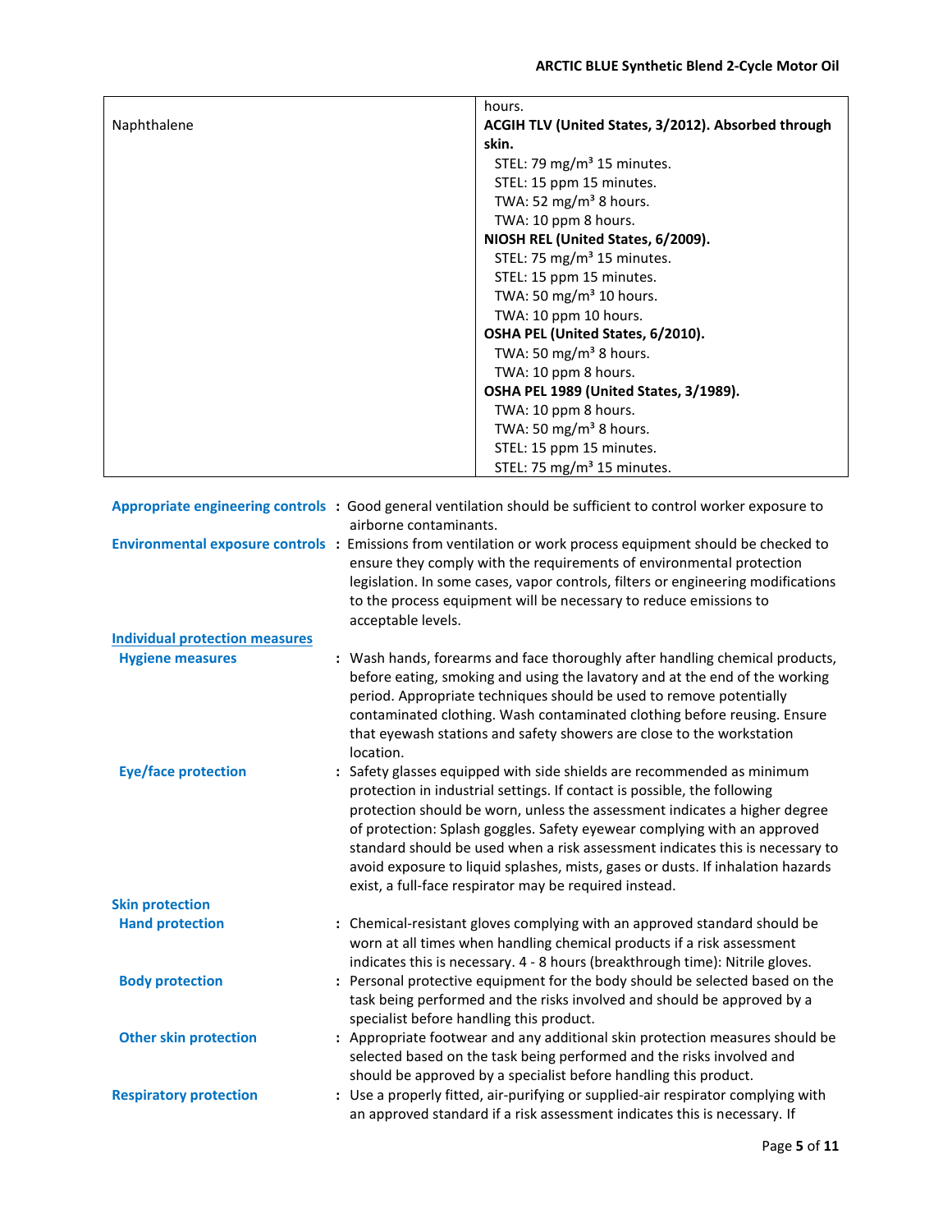| | |
|---|---|
| | hours. |
| Naphthalene | **ACGIH TLV (United States, 3/2012). Absorbed through skin.**<br>STEL: 79 mg/m³ 15 minutes.<br>STEL: 15 ppm 15 minutes.<br>TWA: 52 mg/m³ 8 hours.<br>TWA: 10 ppm 8 hours.<br>**NIOSH REL (United States, 6/2009).**<br>STEL: 75 mg/m³ 15 minutes.<br>STEL: 15 ppm 15 minutes.<br>TWA: 50 mg/m³ 10 hours.<br>TWA: 10 ppm 10 hours.<br>**OSHA PEL (United States, 6/2010).**<br>TWA: 50 mg/m³ 8 hours.<br>TWA: 10 ppm 8 hours.<br>**OSHA PEL 1989 (United States, 3/1989).**<br>TWA: 10 ppm 8 hours.<br>TWA: 50 mg/m³ 8 hours.<br>STEL: 15 ppm 15 minutes.<br>STEL: 75 mg/m³ 15 minutes. |

**Appropriate engineering controls** : Good general ventilation should be sufficient to control worker exposure to airborne contaminants.

**Environmental exposure controls** : Emissions from ventilation or work process equipment should be checked to ensure they comply with the requirements of environmental protection legislation. In some cases, vapor controls, filters or engineering modifications to the process equipment will be necessary to reduce emissions to acceptable levels.

**Individual protection measures**

**Hygiene measures** : Wash hands, forearms and face thoroughly after handling chemical products, before eating, smoking and using the lavatory and at the end of the working period. Appropriate techniques should be used to remove potentially contaminated clothing. Wash contaminated clothing before reusing. Ensure that eyewash stations and safety showers are close to the workstation location.

**Eye/face protection** : Safety glasses equipped with side shields are recommended as minimum protection in industrial settings. If contact is possible, the following protection should be worn, unless the assessment indicates a higher degree of protection: Splash goggles. Safety eyewear complying with an approved standard should be used when a risk assessment indicates this is necessary to avoid exposure to liquid splashes, mists, gases or dusts. If inhalation hazards exist, a full-face respirator may be required instead.

**Skin protection**

**Hand protection** : Chemical-resistant gloves complying with an approved standard should be worn at all times when handling chemical products if a risk assessment indicates this is necessary. 4 - 8 hours (breakthrough time): Nitrile gloves.

**Body protection** : Personal protective equipment for the body should be selected based on the task being performed and the risks involved and should be approved by a specialist before handling this product.

**Other skin protection** : Appropriate footwear and any additional skin protection measures should be selected based on the task being performed and the risks involved and should be approved by a specialist before handling this product.

**Respiratory protection** : Use a properly fitted, air-purifying or supplied-air respirator complying with an approved standard if a risk assessment indicates this is necessary. If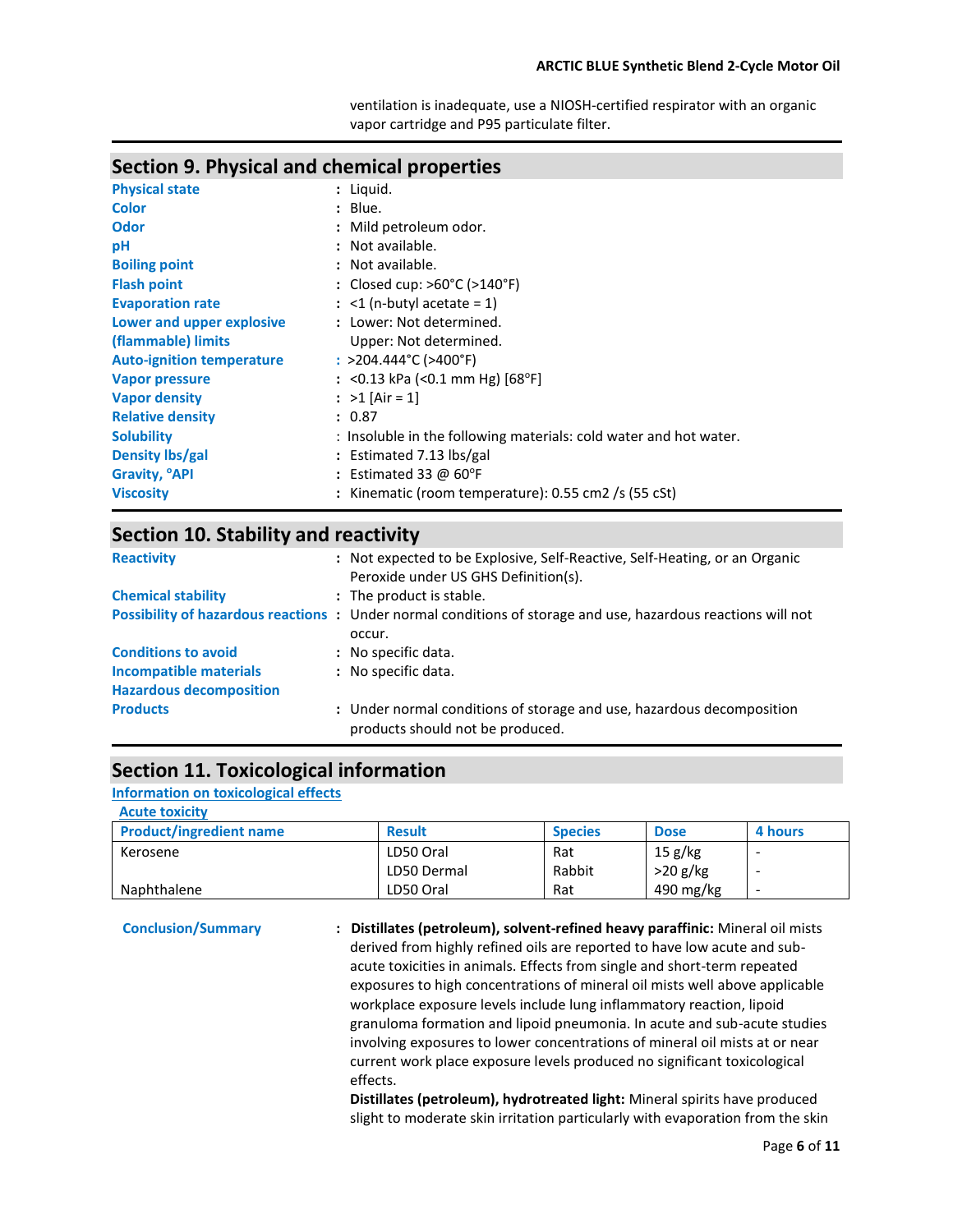ventilation is inadequate, use a NIOSH-certified respirator with an organic vapor cartridge and P95 particulate filter.

## Section 9. Physical and chemical properties

| | |
|---|---|
| **Physical state** | : Liquid. |
| **Color** | : Blue. |
| **Odor** | : Mild petroleum odor. |
| **pH** | : Not available. |
| **Boiling point** | : Not available. |
| **Flash point** | : Closed cup: >60°C (>140°F) |
| **Evaporation rate** | : <1 (n-butyl acetate = 1) |
| **Lower and upper explosive (flammable) limits** | : Lower: Not determined. Upper: Not determined. |
| **Auto-ignition temperature** | : >204.444°C (>400°F) |
| **Vapor pressure** | : <0.13 kPa (<0.1 mm Hg) [68°F] |
| **Vapor density** | : >1 [Air = 1] |
| **Relative density** | : 0.87 |
| **Solubility** | : Insoluble in the following materials: cold water and hot water. |
| **Density lbs/gal** | : Estimated 7.13 lbs/gal |
| **Gravity, °API** | : Estimated 33 @ 60°F |
| **Viscosity** | : Kinematic (room temperature): 0.55 cm2 /s (55 cSt) |

## Section 10. Stability and reactivity

| | |
|---|---|
| **Reactivity** | : Not expected to be Explosive, Self-Reactive, Self-Heating, or an Organic Peroxide under US GHS Definition(s). |
| **Chemical stability** | : The product is stable. |
| **Possibility of hazardous reactions** | : Under normal conditions of storage and use, hazardous reactions will not occur. |
| **Conditions to avoid** | : No specific data. |
| **Incompatible materials** | : No specific data. |
| **Hazardous decomposition Products** | : Under normal conditions of storage and use, hazardous decomposition products should not be produced. |

## Section 11. Toxicological information

**Information on toxicological effects**

**Acute toxicity**

| Product/ingredient name | Result | Species | Dose | 4 hours |
|---|---|---|---|---|
| Kerosene | LD50 Oral | Rat | 15 g/kg | - |
| | LD50 Dermal | Rabbit | >20 g/kg | - |
| Naphthalene | LD50 Oral | Rat | 490 mg/kg | - |

**Conclusion/Summary** : **Distillates (petroleum), solvent-refined heavy paraffinic:** Mineral oil mists derived from highly refined oils are reported to have low acute and sub-acute toxicities in animals. Effects from single and short-term repeated exposures to high concentrations of mineral oil mists well above applicable workplace exposure levels include lung inflammatory reaction, lipoid granuloma formation and lipoid pneumonia. In acute and sub-acute studies involving exposures to lower concentrations of mineral oil mists at or near current work place exposure levels produced no significant toxicological effects.

**Distillates (petroleum), hydrotreated light:** Mineral spirits have produced slight to moderate skin irritation particularly with evaporation from the skin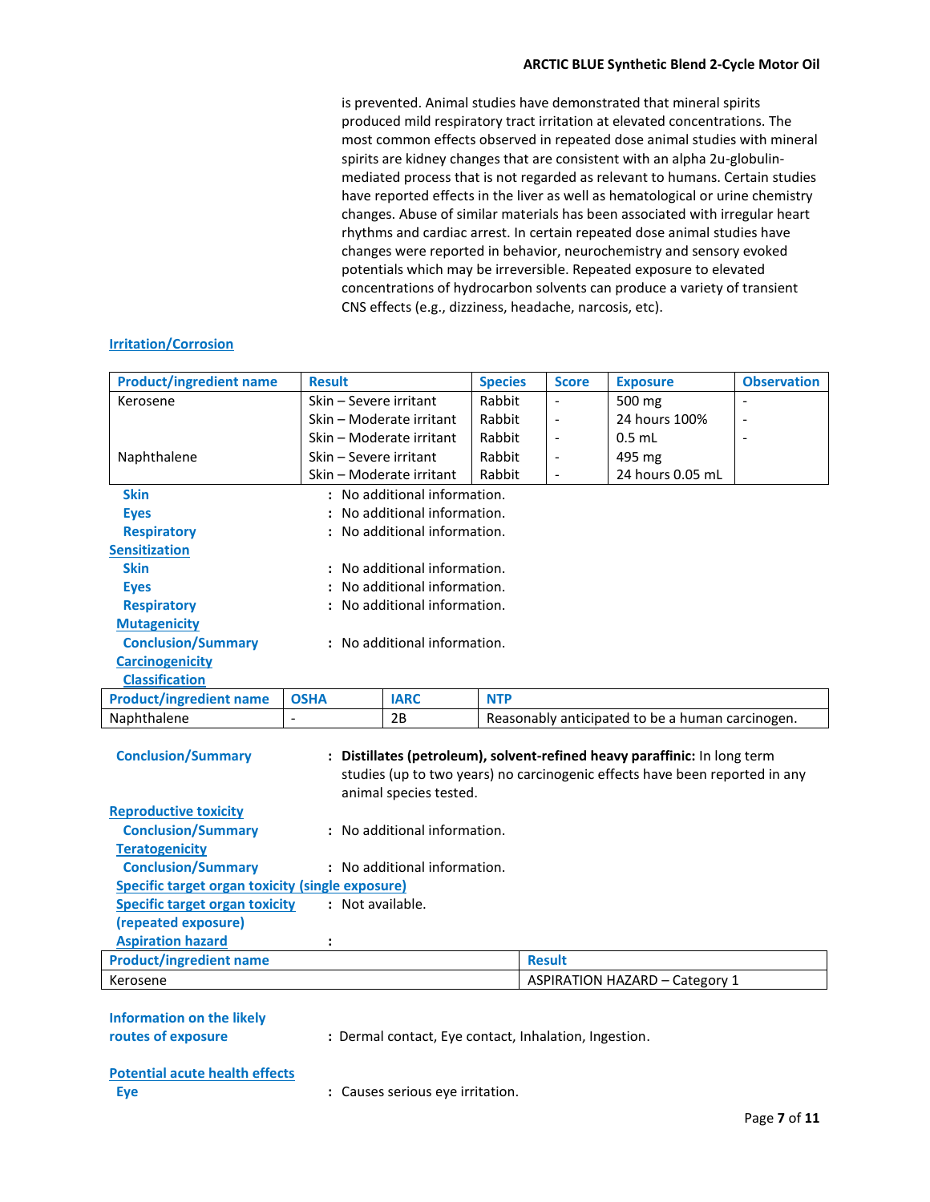is prevented. Animal studies have demonstrated that mineral spirits produced mild respiratory tract irritation at elevated concentrations. The most common effects observed in repeated dose animal studies with mineral spirits are kidney changes that are consistent with an alpha 2u-globulin-mediated process that is not regarded as relevant to humans. Certain studies have reported effects in the liver as well as hematological or urine chemistry changes. Abuse of similar materials has been associated with irregular heart rhythms and cardiac arrest. In certain repeated dose animal studies have changes were reported in behavior, neurochemistry and sensory evoked potentials which may be irreversible. Repeated exposure to elevated concentrations of hydrocarbon solvents can produce a variety of transient CNS effects (e.g., dizziness, headache, narcosis, etc).

**Irritation/Corrosion**

| Product/ingredient name | Result | Species | Score | Exposure | Observation |
|---|---|---|---|---|---|
| Kerosene | Skin – Severe irritant | Rabbit | - | 500 mg | - |
| | Skin – Moderate irritant | Rabbit | - | 24 hours 100% | - |
| | Skin – Moderate irritant | Rabbit | - | 0.5 mL | - |
| Naphthalene | Skin – Severe irritant | Rabbit | - | 495 mg | |
| | Skin – Moderate irritant | Rabbit | - | 24 hours 0.05 mL | |

**Skin** : No additional information.

**Eyes** : No additional information.

**Respiratory** : No additional information.

**Sensitization**

**Skin** : No additional information.

**Eyes** : No additional information.

**Respiratory** : No additional information.

**Mutagenicity**

**Conclusion/Summary** : No additional information.

**Carcinogenicity**

**Classification**

| Product/ingredient name | OSHA | IARC | NTP |
|---|---|---|---|
| Naphthalene | - | 2B | Reasonably anticipated to be a human carcinogen. |

**Conclusion/Summary** : **Distillates (petroleum), solvent-refined heavy paraffinic:** In long term studies (up to two years) no carcinogenic effects have been reported in any animal species tested.

**Reproductive toxicity**

**Conclusion/Summary** : No additional information.

**Teratogenicity**

**Conclusion/Summary** : No additional information.

**Specific target organ toxicity (single exposure)**

**Specific target organ toxicity (repeated exposure)** : Not available.

**Aspiration hazard** :

| Product/ingredient name | Result |
|---|---|
| Kerosene | ASPIRATION HAZARD – Category 1 |

**Information on the likely routes of exposure** : Dermal contact, Eye contact, Inhalation, Ingestion.

**Potential acute health effects**

**Eye** : Causes serious eye irritation.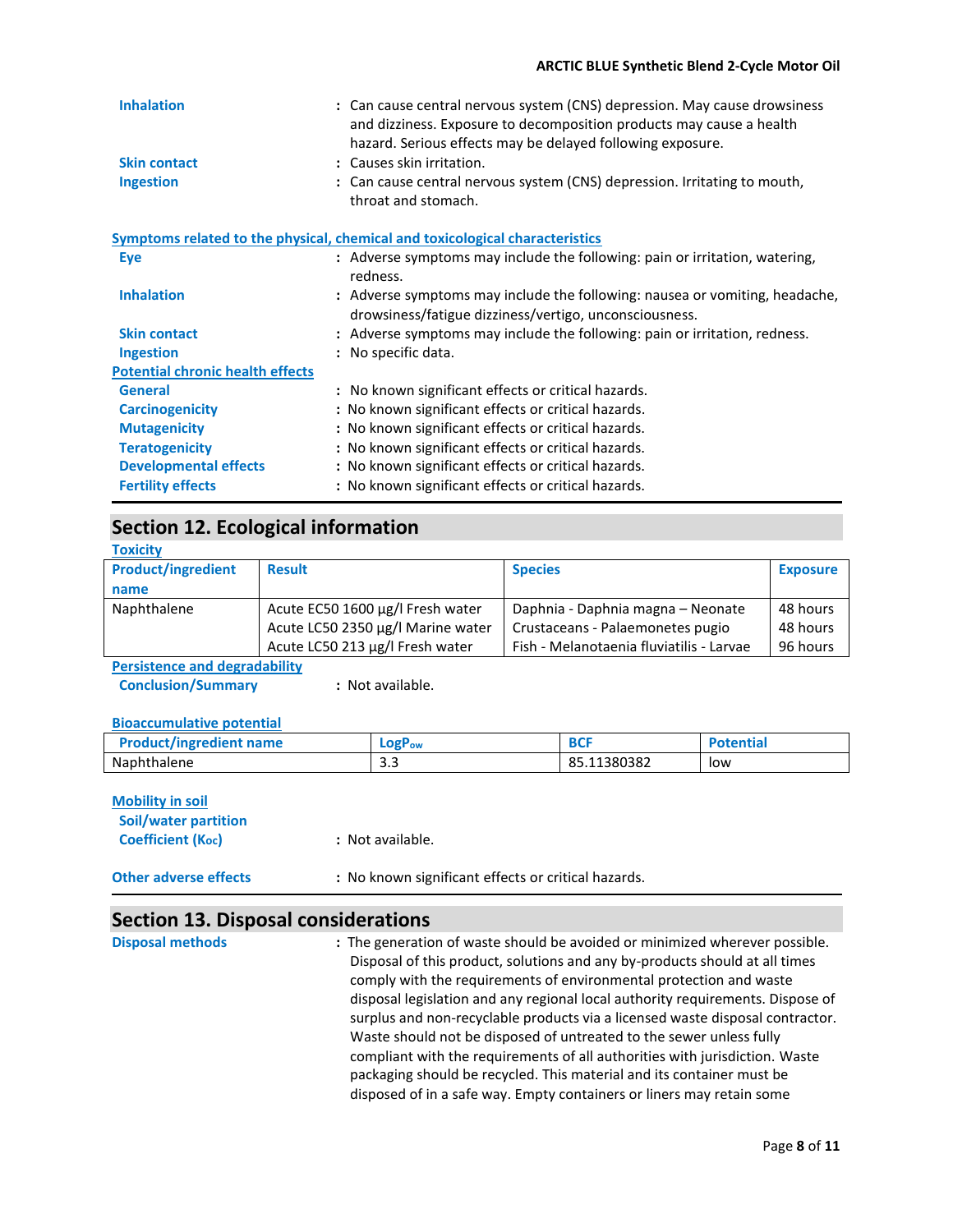**Inhalation** : Can cause central nervous system (CNS) depression. May cause drowsiness and dizziness. Exposure to decomposition products may cause a health hazard. Serious effects may be delayed following exposure.

**Skin contact** : Causes skin irritation.

**Ingestion** : Can cause central nervous system (CNS) depression. Irritating to mouth, throat and stomach.

**Symptoms related to the physical, chemical and toxicological characteristics**

**Eye** : Adverse symptoms may include the following: pain or irritation, watering, redness.

**Inhalation** : Adverse symptoms may include the following: nausea or vomiting, headache, drowsiness/fatigue dizziness/vertigo, unconsciousness.

**Skin contact** : Adverse symptoms may include the following: pain or irritation, redness.

**Ingestion** : No specific data.

**Potential chronic health effects**

**General** : No known significant effects or critical hazards.

**Carcinogenicity** : No known significant effects or critical hazards.

**Mutagenicity** : No known significant effects or critical hazards.

**Teratogenicity** : No known significant effects or critical hazards.

**Developmental effects** : No known significant effects or critical hazards.

**Fertility effects** : No known significant effects or critical hazards.

## Section 12. Ecological information

**Toxicity**

| Product/ingredient name | Result | Species | Exposure |
|---|---|---|---|
| Naphthalene | Acute EC50 1600 µg/l Fresh water | Daphnia - Daphnia magna – Neonate | 48 hours |
| | Acute LC50 2350 µg/l Marine water | Crustaceans - Palaemonetes pugio | 48 hours |
| | Acute LC50 213 µg/l Fresh water | Fish - Melanotaenia fluviatilis - Larvae | 96 hours |

**Persistence and degradability**

**Conclusion/Summary** : Not available.

**Bioaccumulative potential**

| Product/ingredient name | $LogP_{ow}$ | BCF | Potential |
|---|---|---|---|
| Naphthalene | 3.3 | 85.11380382 | low |

**Mobility in soil**

**Soil/water partition Coefficient ($K_{oc}$)** : Not available.

**Other adverse effects** : No known significant effects or critical hazards.

## Section 13. Disposal considerations

**Disposal methods** : The generation of waste should be avoided or minimized wherever possible. Disposal of this product, solutions and any by-products should at all times comply with the requirements of environmental protection and waste disposal legislation and any regional local authority requirements. Dispose of surplus and non-recyclable products via a licensed waste disposal contractor. Waste should not be disposed of untreated to the sewer unless fully compliant with the requirements of all authorities with jurisdiction. Waste packaging should be recycled. This material and its container must be disposed of in a safe way. Empty containers or liners may retain some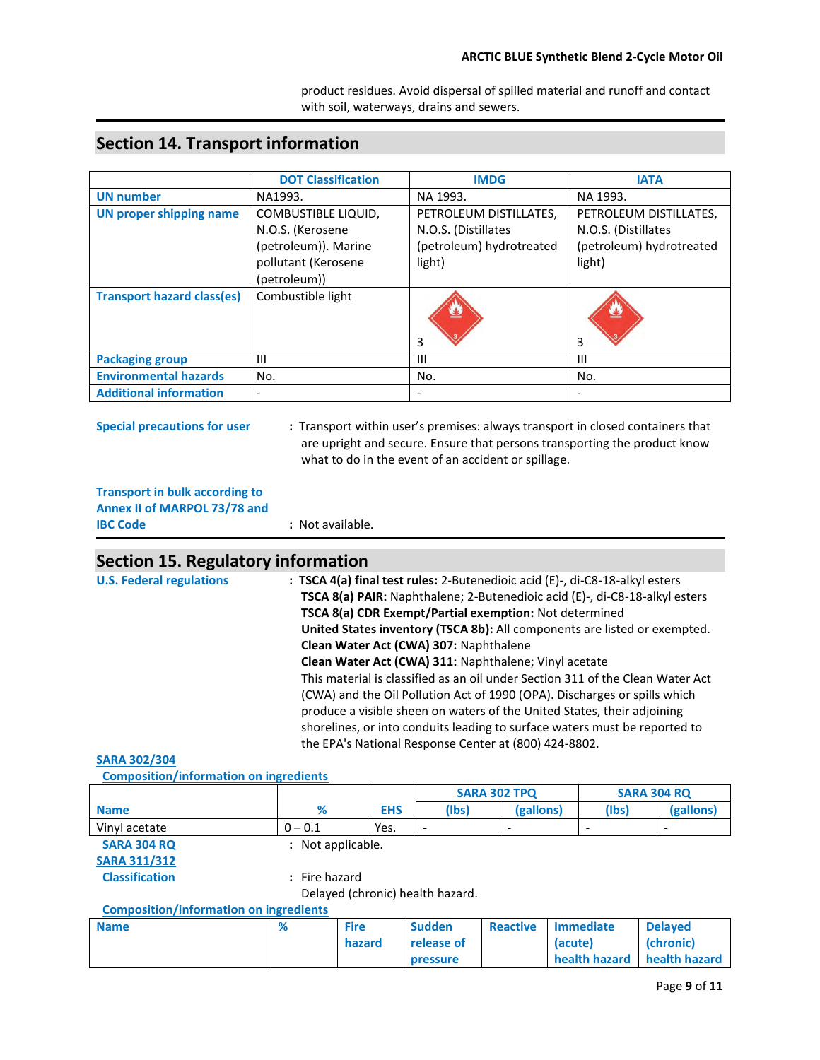product residues. Avoid dispersal of spilled material and runoff and contact with soil, waterways, drains and sewers.

## Section 14. Transport information

| | DOT Classification | IMDG | IATA |
|---|---|---|---|
| UN number | NA1993. | NA 1993. | NA 1993. |
| UN proper shipping name | COMBUSTIBLE LIQUID, N.O.S. (Kerosene (petroleum)). Marine pollutant (Kerosene (petroleum)) | PETROLEUM DISTILLATES, N.O.S. (Distillates (petroleum) hydrotreated light) | PETROLEUM DISTILLATES, N.O.S. (Distillates (petroleum) hydrotreated light) |
| Transport hazard class(es) | Combustible light | 3 | 3 |
| Packaging group | III | III | III |
| Environmental hazards | No. | No. | No. |
| Additional information | - | - | - |

**Special precautions for user** : Transport within user's premises: always transport in closed containers that are upright and secure. Ensure that persons transporting the product know what to do in the event of an accident or spillage.

**Transport in bulk according to Annex II of MARPOL 73/78 and IBC Code** : Not available.

## Section 15. Regulatory information

**U.S. Federal regulations** : **TSCA 4(a) final test rules:** 2-Butenedioic acid (E)-, di-C8-18-alkyl esters
**TSCA 8(a) PAIR:** Naphthalene; 2-Butenedioic acid (E)-, di-C8-18-alkyl esters
**TSCA 8(a) CDR Exempt/Partial exemption:** Not determined
**United States inventory (TSCA 8b):** All components are listed or exempted.
**Clean Water Act (CWA) 307:** Naphthalene
**Clean Water Act (CWA) 311:** Naphthalene; Vinyl acetate
This material is classified as an oil under Section 311 of the Clean Water Act (CWA) and the Oil Pollution Act of 1990 (OPA). Discharges or spills which produce a visible sheen on waters of the United States, their adjoining shorelines, or into conduits leading to surface waters must be reported to the EPA's National Response Center at (800) 424-8802.

**SARA 302/304**

**Composition/information on ingredients**

| Name | % | EHS | SARA 302 TPQ | | SARA 304 RQ | |
|---|---|---|---|---|---|---|
| | | | (lbs) | (gallons) | (lbs) | (gallons) |
| Vinyl acetate | 0 – 0.1 | Yes. | - | - | - | - |

**SARA 304 RQ** : Not applicable.

**SARA 311/312**

**Classification** : Fire hazard
Delayed (chronic) health hazard.

**Composition/information on ingredients**

| Name | % | Fire hazard | Sudden release of pressure | Reactive | Immediate (acute) health hazard | Delayed (chronic) health hazard |
|---|---|---|---|---|---|---|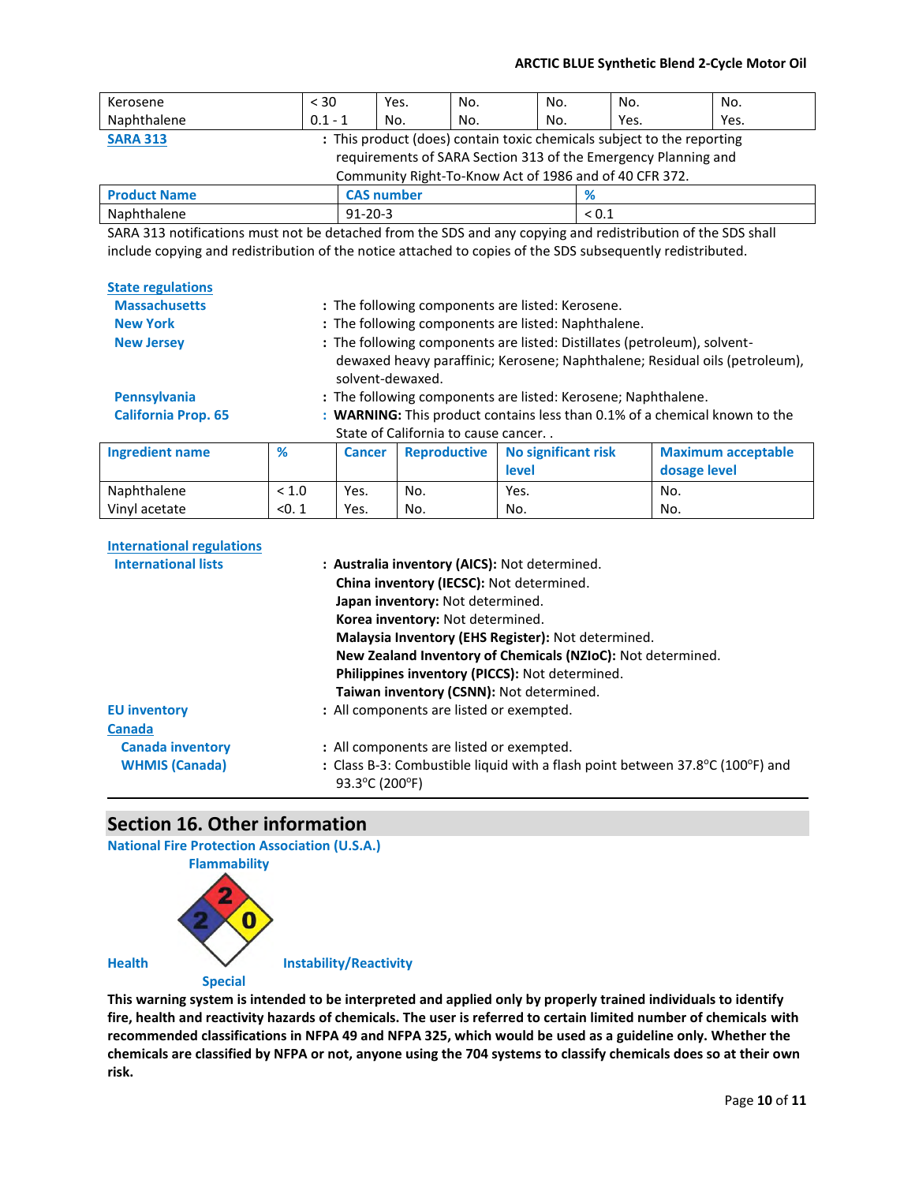| Kerosene | < 30 | Yes. | No. | No. | No. | No. |
|---|---|---|---|---|---|---|
| Naphthalene | 0.1 - 1 | No. | No. | No. | Yes. | Yes. |

**SARA 313** : This product (does) contain toxic chemicals subject to the reporting requirements of SARA Section 313 of the Emergency Planning and Community Right-To-Know Act of 1986 and of 40 CFR 372.

| Product Name | CAS number | % |
|---|---|---|
| Naphthalene | 91-20-3 | < 0.1 |

SARA 313 notifications must not be detached from the SDS and any copying and redistribution of the SDS shall include copying and redistribution of the notice attached to copies of the SDS subsequently redistributed.

**State regulations**

**Massachusetts** : The following components are listed: Kerosene.

**New York** : The following components are listed: Naphthalene.

**New Jersey** : The following components are listed: Distillates (petroleum), solvent-dewaxed heavy paraffinic; Kerosene; Naphthalene; Residual oils (petroleum), solvent-dewaxed.

**Pennsylvania** : The following components are listed: Kerosene; Naphthalene.

**California Prop. 65** : **WARNING:** This product contains less than 0.1% of a chemical known to the State of California to cause cancer. .

| Ingredient name | % | Cancer | Reproductive | No significant risk level | Maximum acceptable dosage level |
|---|---|---|---|---|---|
| Naphthalene | < 1.0 | Yes. | No. | Yes. | No. |
| Vinyl acetate | <0. 1 | Yes. | No. | No. | No. |

**International regulations**

**International lists** : **Australia inventory (AICS):** Not determined.
**China inventory (IECSC):** Not determined.
**Japan inventory:** Not determined.
**Korea inventory:** Not determined.
**Malaysia Inventory (EHS Register):** Not determined.
**New Zealand Inventory of Chemicals (NZIoC):** Not determined.
**Philippines inventory (PICCS):** Not determined.
**Taiwan inventory (CSNN):** Not determined.

**EU inventory** : All components are listed or exempted.

**Canada**

**Canada inventory** : All components are listed or exempted.

**WHMIS (Canada)** : Class B-3: Combustible liquid with a flash point between 37.8°C (100°F) and 93.3°C (200°F)

## Section 16. Other information

**National Fire Protection Association (U.S.A.)**

Flammability: 2
Health: 2
Instability/Reactivity: 0
Special:

**This warning system is intended to be interpreted and applied only by properly trained individuals to identify fire, health and reactivity hazards of chemicals. The user is referred to certain limited number of chemicals with recommended classifications in NFPA 49 and NFPA 325, which would be used as a guideline only. Whether the chemicals are classified by NFPA or not, anyone using the 704 systems to classify chemicals does so at their own risk.**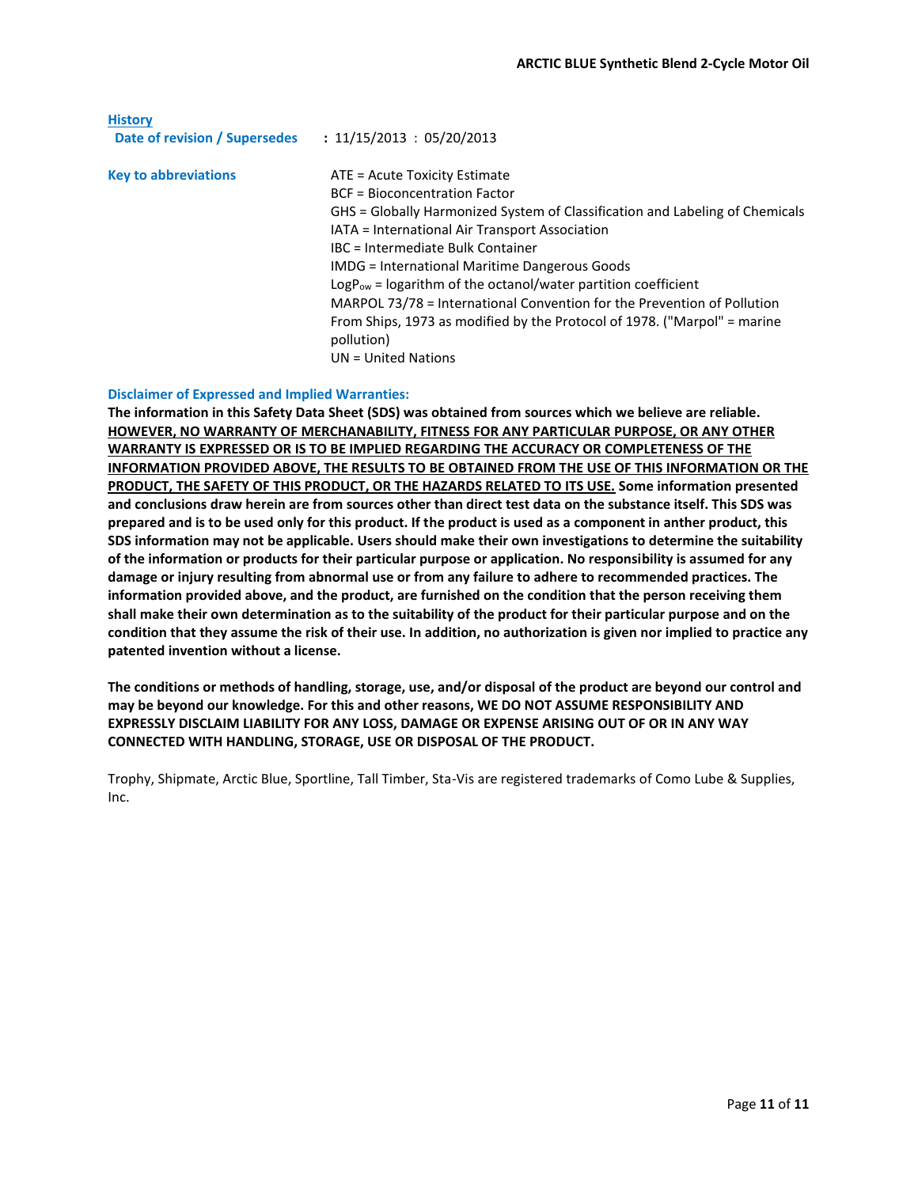**History**

**Date of revision / Supersedes** : 11/15/2013 : 05/20/2013

**Key to abbreviations**

ATE = Acute Toxicity Estimate
BCF = Bioconcentration Factor
GHS = Globally Harmonized System of Classification and Labeling of Chemicals
IATA = International Air Transport Association
IBC = Intermediate Bulk Container
IMDG = International Maritime Dangerous Goods
$LogP_{ow}$ = logarithm of the octanol/water partition coefficient
MARPOL 73/78 = International Convention for the Prevention of Pollution From Ships, 1973 as modified by the Protocol of 1978. ("Marpol" = marine pollution)
UN = United Nations

**Disclaimer of Expressed and Implied Warranties:**

**The information in this Safety Data Sheet (SDS) was obtained from sources which we believe are reliable. HOWEVER, NO WARRANTY OF MERCHANABILITY, FITNESS FOR ANY PARTICULAR PURPOSE, OR ANY OTHER WARRANTY IS EXPRESSED OR IS TO BE IMPLIED REGARDING THE ACCURACY OR COMPLETENESS OF THE INFORMATION PROVIDED ABOVE, THE RESULTS TO BE OBTAINED FROM THE USE OF THIS INFORMATION OR THE PRODUCT, THE SAFETY OF THIS PRODUCT, OR THE HAZARDS RELATED TO ITS USE. Some information presented and conclusions draw herein are from sources other than direct test data on the substance itself. This SDS was prepared and is to be used only for this product. If the product is used as a component in anther product, this SDS information may not be applicable. Users should make their own investigations to determine the suitability of the information or products for their particular purpose or application. No responsibility is assumed for any damage or injury resulting from abnormal use or from any failure to adhere to recommended practices. The information provided above, and the product, are furnished on the condition that the person receiving them shall make their own determination as to the suitability of the product for their particular purpose and on the condition that they assume the risk of their use. In addition, no authorization is given nor implied to practice any patented invention without a license.**

**The conditions or methods of handling, storage, use, and/or disposal of the product are beyond our control and may be beyond our knowledge. For this and other reasons, WE DO NOT ASSUME RESPONSIBILITY AND EXPRESSLY DISCLAIM LIABILITY FOR ANY LOSS, DAMAGE OR EXPENSE ARISING OUT OF OR IN ANY WAY CONNECTED WITH HANDLING, STORAGE, USE OR DISPOSAL OF THE PRODUCT.**

Trophy, Shipmate, Arctic Blue, Sportline, Tall Timber, Sta-Vis are registered trademarks of Como Lube & Supplies, Inc.